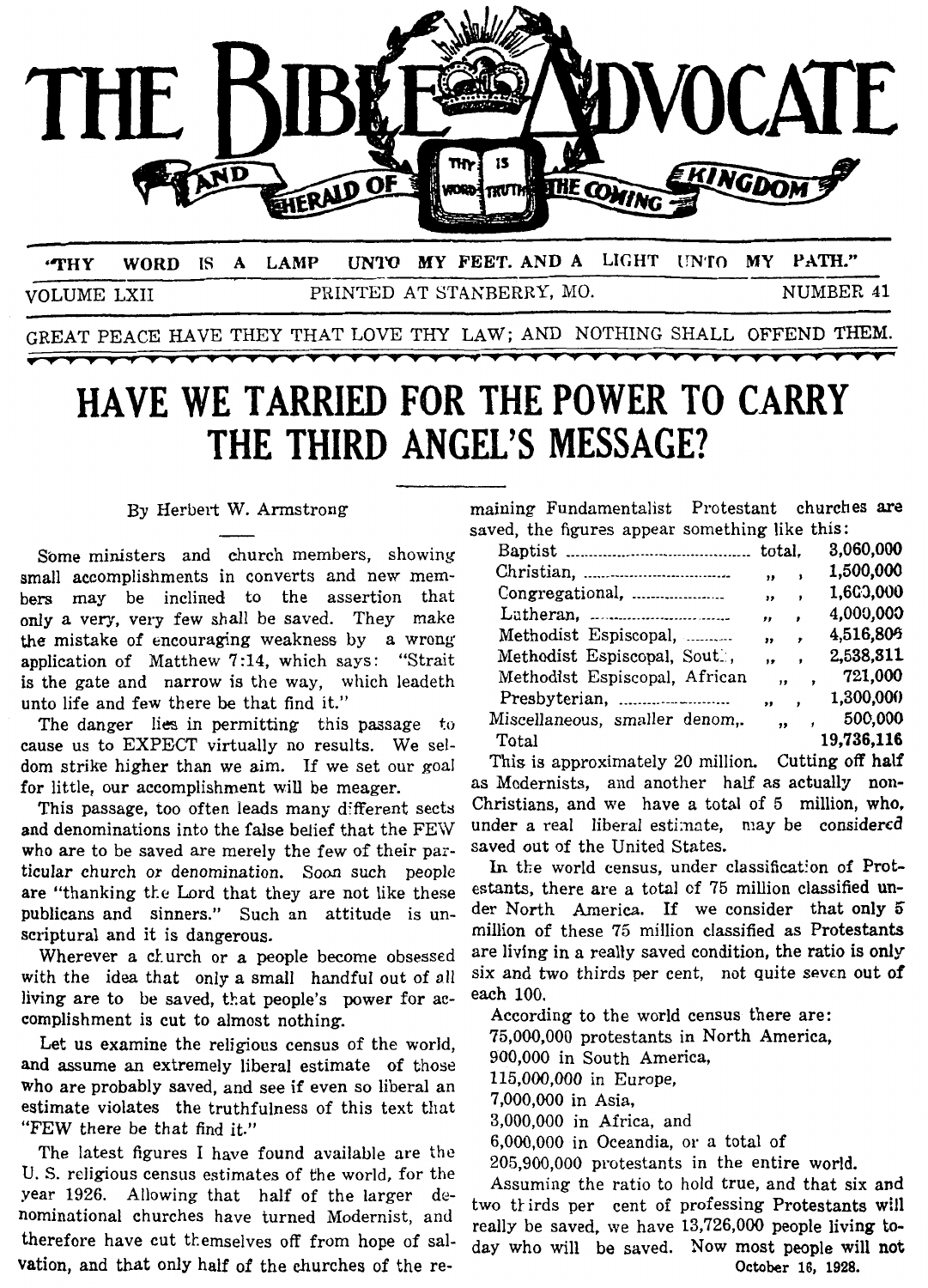# THE BIBLE ADVOCATE AND HERALD OF THE COMING KINGDOM

"THY WORD IS A LAMP UNTO MY FEET, AND A LIGHT UNTO MY PATH."

VOLUME LXII — PRINTED AT STANBERRY, MO. — NUMBER 41

GREAT PEACE HAVE THEY THAT LOVE THY LAW; AND NOTHING SHALL OFFEND THEM.

October 16, 1928.

## HAVE WE TARRIED FOR THE POWER TO CARRY THE THIRD ANGEL'S MESSAGE?

By Herbert W. Armstrong

Some ministers and church members, showing small accomplishments in converts and new members may be inclined to the assertion that only a very, very few shall be saved. They make the mistake of encouraging weakness by a wrong application of Matthew 7:14, which says: "Strait is the gate and narrow is the way, which leadeth unto life and few there be that find it."

The danger lies in permitting this passage to cause us to EXPECT virtually no results. We seldom strike higher than we aim. If we set our goal for little, our accomplishment will be meager.

This passage, too often leads many different sects and denominations into the false belief that the FEW who are to be saved are merely the few of their particular church or denomination. Soon such people are "thanking the Lord that they are not like these publicans and sinners." Such an attitude is unscriptural and it is dangerous.

Wherever a church or a people become obsessed with the idea that only a small handful out of all living are to be saved, that people's power for accomplishment is cut to almost nothing.

Let us examine the religious census of the world, and assume an extremely liberal estimate of those who are probably saved, and see if even so liberal an estimate violates the truthfulness of this text that "FEW there be that find it."

The latest figures I have found available are the U. S. religious census estimates of the world, for the year 1926. Allowing that half of the larger denominational churches have turned Modernist, and therefore have cut themselves off from hope of salvation, and that only half of the churches of the remaining Fundamentalist Protestant churches are saved, the figures appear something like this:

| | | |
|---|---|---|
| Baptist | total, | 3,060,000 |
| Christian, | " , | 1,500,000 |
| Congregational, | " , | 1,600,000 |
| Lutheran, | " , | 4,000,000 |
| Methodist Espiscopal, | " , | 4,516,806 |
| Methodist Espiscopal, South, | " , | 2,538,311 |
| Methodist Espiscopal, African | " , | 721,000 |
| Presbyterian, | " , | 1,300,000 |
| Miscellaneous, smaller denom,. | " , | 500,000 |
| Total | | 19,736,116 |

This is approximately 20 million. Cutting off half as Modernists, and another half as actually non-Christians, and we have a total of 5 million, who, under a real liberal estimate, may be considered saved out of the United States.

In the world census, under classification of Protestants, there are a total of 75 million classified under North America. If we consider that only 5 million of these 75 million classified as Protestants are living in a really saved condition, the ratio is only six and two thirds per cent, not quite seven out of each 100.

According to the world census there are:
75,000,000 protestants in North America,
900,000 in South America,
115,000,000 in Europe,
7,000,000 in Asia,
3,000,000 in Africa, and
6,000,000 in Oceandia, or a total of
205,900,000 protestants in the entire world.

Assuming the ratio to hold true, and that six and two thirds per cent of professing Protestants will really be saved, we have 13,726,000 people living today who will be saved. Now most people will not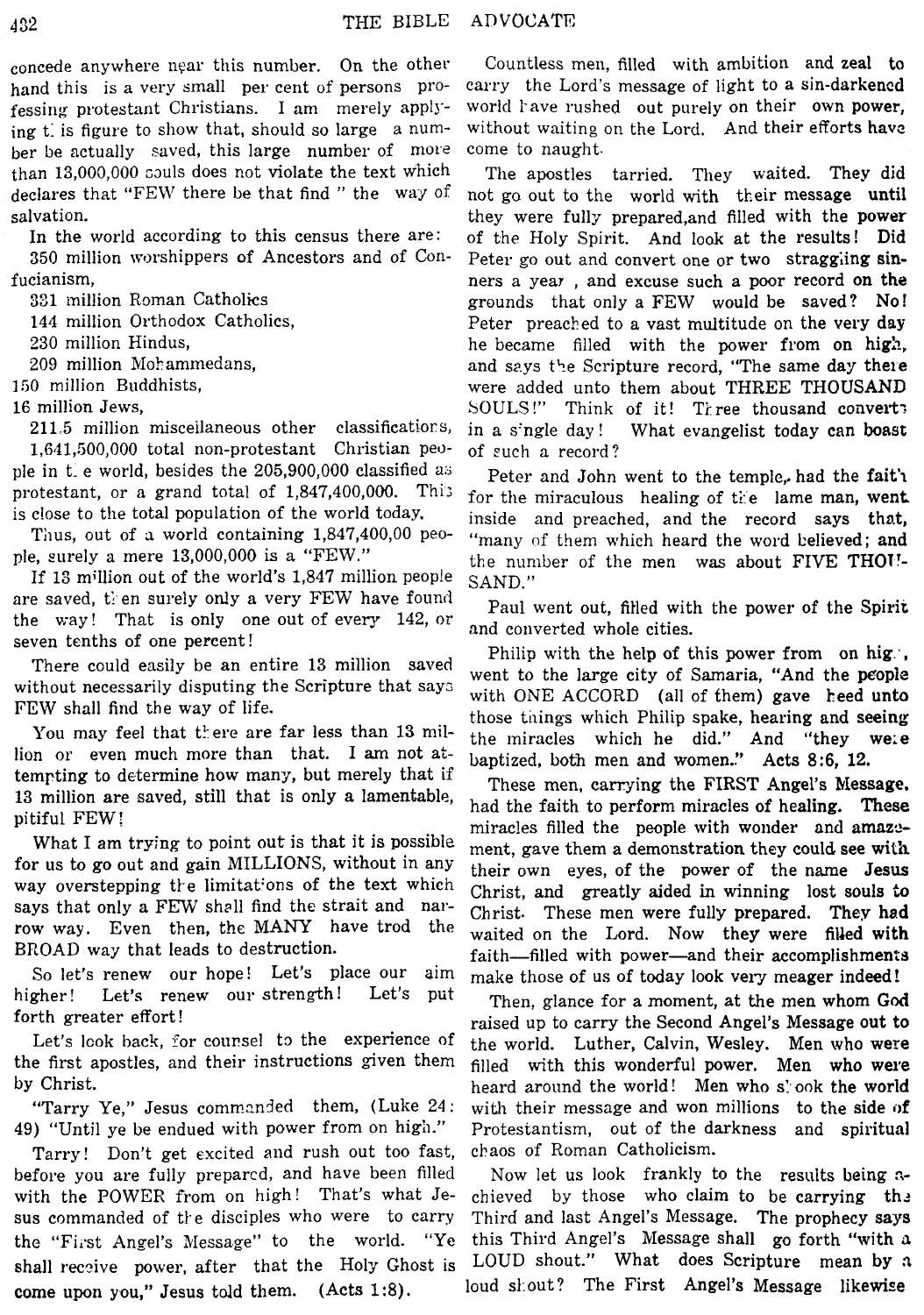concede anywhere near this number. On the other hand this is a very small per cent of persons professing protestant Christians. I am merely applying this figure to show that, should so large a number be actually saved, this large number of more than 13,000,000 souls does not violate the text which declares that "FEW there be that find" the way of salvation.

In the world according to this census there are:

350 million worshippers of Ancestors and of Confucianism,
331 million Roman Catholics
144 million Orthodox Catholics,
230 million Hindus,
209 million Mohammedans,
150 million Buddhists,
16 million Jews,
211.5 million miscellaneous other classifications,
1,641,500,000 total non-protestant Christian people in the world, besides the 205,900,000 classified as protestant, or a grand total of 1,847,400,000. This is close to the total population of the world today.

Thus, out of a world containing 1,847,400,00 people, surely a mere 13,000,000 is a "FEW."

If 13 million out of the world's 1,847 million people are saved, then surely only a very FEW have found the way! That is only one out of every 142, or seven tenths of one percent!

There could easily be an entire 13 million saved without necessarily disputing the Scripture that says FEW shall find the way of life.

You may feel that there are far less than 13 million or even much more than that. I am not attempting to determine how many, but merely that if 13 million are saved, still that is only a lamentable, pitiful FEW!

What I am trying to point out is that it is possible for us to go out and gain MILLIONS, without in any way overstepping the limitations of the text which says that only a FEW shall find the strait and narrow way. Even then, the MANY have trod the BROAD way that leads to destruction.

So let's renew our hope! Let's place our aim higher! Let's renew our strength! Let's put forth greater effort!

Let's look back, for counsel to the experience of the first apostles, and their instructions given them by Christ.

"Tarry Ye," Jesus commanded them, (Luke 24:49) "Until ye be endued with power from on high."

Tarry! Don't get excited and rush out too fast, before you are fully prepared, and have been filled with the POWER from on high! That's what Jesus commanded of the disciples who were to carry the "First Angel's Message" to the world. "Ye shall receive power, after that the Holy Ghost is come upon you," Jesus told them. (Acts 1:8).

Countless men, filled with ambition and zeal to carry the Lord's message of light to a sin-darkened world have rushed out purely on their own power, without waiting on the Lord. And their efforts have come to naught.

The apostles tarried. They waited. They did not go out to the world with their message until they were fully prepared, and filled with the power of the Holy Spirit. And look at the results! Did Peter go out and convert one or two straggling sinners a year, and excuse such a poor record on the grounds that only a FEW would be saved? No! Peter preached to a vast multitude on the very day he became filled with the power from on high, and says the Scripture record, "The same day there were added unto them about THREE THOUSAND SOULS!" Think of it! Three thousand converts in a single day! What evangelist today can boast of such a record?

Peter and John went to the temple, had the faith for the miraculous healing of the lame man, went inside and preached, and the record says that, "many of them which heard the word believed; and the number of the men was about FIVE THOUSAND."

Paul went out, filled with the power of the Spirit and converted whole cities.

Philip with the help of this power from on high, went to the large city of Samaria, "And the people with ONE ACCORD (all of them) gave heed unto those things which Philip spake, hearing and seeing the miracles which he did." And "they were baptized, both men and women." Acts 8:6, 12.

These men, carrying the FIRST Angel's Message, had the faith to perform miracles of healing. These miracles filled the people with wonder and amazement, gave them a demonstration they could see with their own eyes, of the power of the name Jesus Christ, and greatly aided in winning lost souls to Christ. These men were fully prepared. They had waited on the Lord. Now they were filled with faith—filled with power—and their accomplishments make those of us of today look very meager indeed!

Then, glance for a moment, at the men whom God raised up to carry the Second Angel's Message out to the world. Luther, Calvin, Wesley. Men who were filled with this wonderful power. Men who were heard around the world! Men who shook the world with their message and won millions to the side of Protestantism, out of the darkness and spiritual chaos of Roman Catholicism.

Now let us look frankly to the results being achieved by those who claim to be carrying the Third and last Angel's Message. The prophecy says this Third Angel's Message shall go forth "with a LOUD shout." What does Scripture mean by a loud shout? The First Angel's Message likewise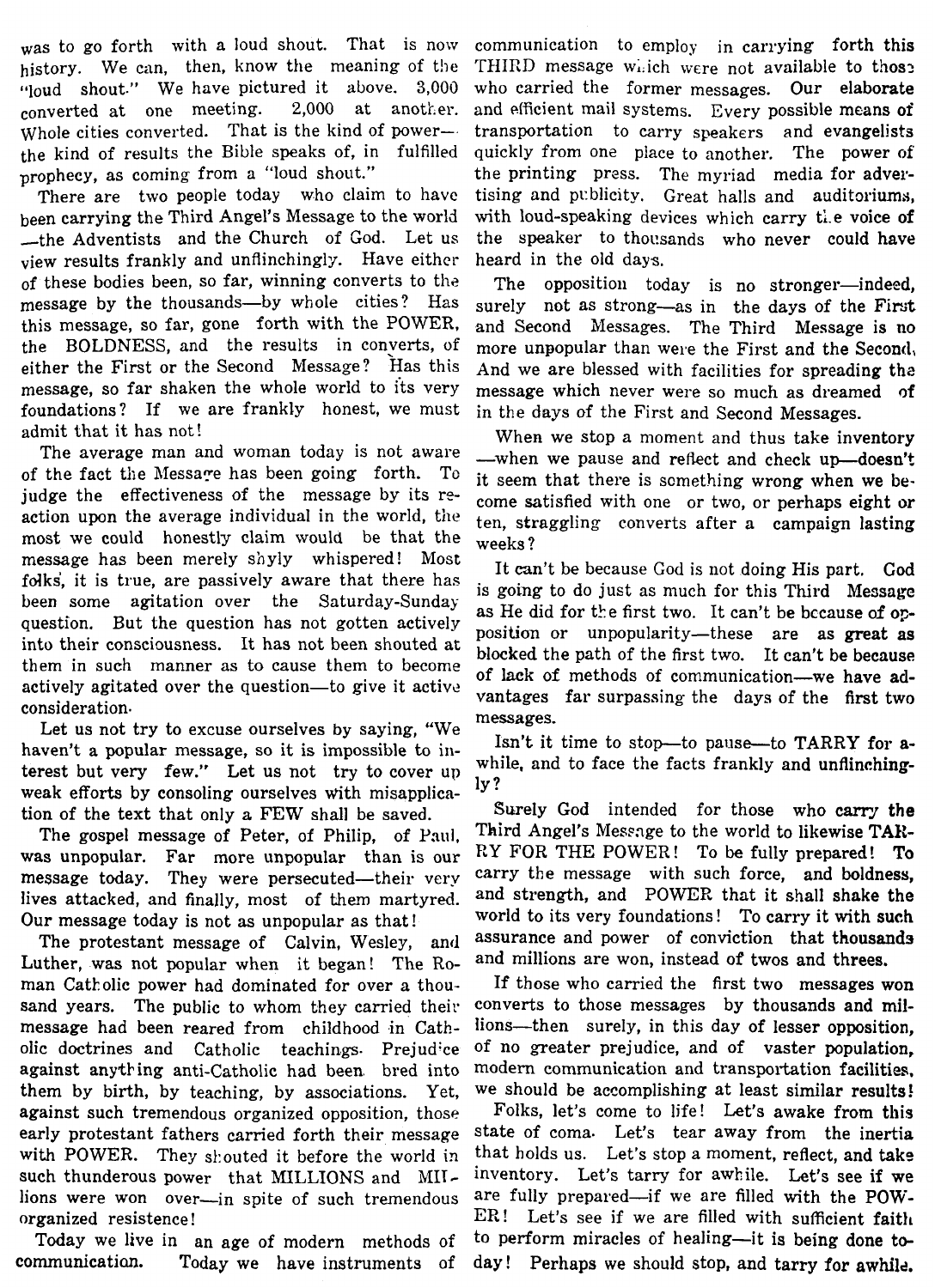was to go forth with a loud shout. That is now history. We can, then, know the meaning of the "loud shout." We have pictured it above. 3,000 converted at one meeting. 2,000 at another. Whole cities converted. That is the kind of power—the kind of results the Bible speaks of, in fulfilled prophecy, as coming from a "loud shout."

There are two people today who claim to have been carrying the Third Angel's Message to the world—the Adventists and the Church of God. Let us view results frankly and unflinchingly. Have either of these bodies been, so far, winning converts to the message by the thousands—by whole cities? Has this message, so far, gone forth with the POWER, the BOLDNESS, and the results in converts, of either the First or the Second Message? Has this message, so far shaken the whole world to its very foundations? If we are frankly honest, we must admit that it has not!

The average man and woman today is not aware of the fact the Message has been going forth. To judge the effectiveness of the message by its reaction upon the average individual in the world, the most we could honestly claim would be that the message has been merely shyly whispered! Most folks, it is true, are passively aware that there has been some agitation over the Saturday-Sunday question. But the question has not gotten actively into their consciousness. It has not been shouted at them in such manner as to cause them to become actively agitated over the question—to give it active consideration.

Let us not try to excuse ourselves by saying, "We haven't a popular message, so it is impossible to interest but very few." Let us not try to cover up weak efforts by consoling ourselves with misapplication of the text that only a FEW shall be saved.

The gospel message of Peter, of Philip, of Paul, was unpopular. Far more unpopular than is our message today. They were persecuted—their very lives attacked, and finally, most of them martyred. Our message today is not as unpopular as that!

The protestant message of Calvin, Wesley, and Luther, was not popular when it began! The Roman Catholic power had dominated for over a thousand years. The public to whom they carried their message had been reared from childhood in Catholic doctrines and Catholic teachings. Prejudice against anything anti-Catholic had been bred into them by birth, by teaching, by associations. Yet, against such tremendous organized opposition, those early protestant fathers carried forth their message with POWER. They shouted it before the world in such thunderous power that MILLIONS and MILlions were won over—in spite of such tremendous organized resistence!

Today we live in an age of modern methods of communication. Today we have instruments of communication to employ in carrying forth this THIRD message which were not available to those who carried the former messages. Our elaborate and efficient mail systems. Every possible means of transportation to carry speakers and evangelists quickly from one place to another. The power of the printing press. The myriad media for advertising and publicity. Great halls and auditoriums, with loud-speaking devices which carry the voice of the speaker to thousands who never could have heard in the old days.

The opposition today is no stronger—indeed, surely not as strong—as in the days of the First and Second Messages. The Third Message is no more unpopular than were the First and the Second. And we are blessed with facilities for spreading the message which never were so much as dreamed of in the days of the First and Second Messages.

When we stop a moment and thus take inventory—when we pause and reflect and check up—doesn't it seem that there is something wrong when we become satisfied with one or two, or perhaps eight or ten, straggling converts after a campaign lasting weeks?

It can't be because God is not doing His part. God is going to do just as much for this Third Message as He did for the first two. It can't be because of opposition or unpopularity—these are as great as blocked the path of the first two. It can't be because of lack of methods of communication—we have advantages far surpassing the days of the first two messages.

Isn't it time to stop—to pause—to TARRY for awhile, and to face the facts frankly and unflinchingly?

Surely God intended for those who carry the Third Angel's Message to the world to likewise TARRY FOR THE POWER! To be fully prepared! To carry the message with such force, and boldness, and strength, and POWER that it shall shake the world to its very foundations! To carry it with such assurance and power of conviction that thousands and millions are won, instead of twos and threes.

If those who carried the first two messages won converts to those messages by thousands and millions—then surely, in this day of lesser opposition, of no greater prejudice, and of vaster population, modern communication and transportation facilities, we should be accomplishing at least similar results!

Folks, let's come to life! Let's awake from this state of coma. Let's tear away from the inertia that holds us. Let's stop a moment, reflect, and take inventory. Let's tarry for awhile. Let's see if we are fully prepared—if we are filled with the POWER! Let's see if we are filled with sufficient faith to perform miracles of healing—it is being done today! Perhaps we should stop, and tarry for awhile.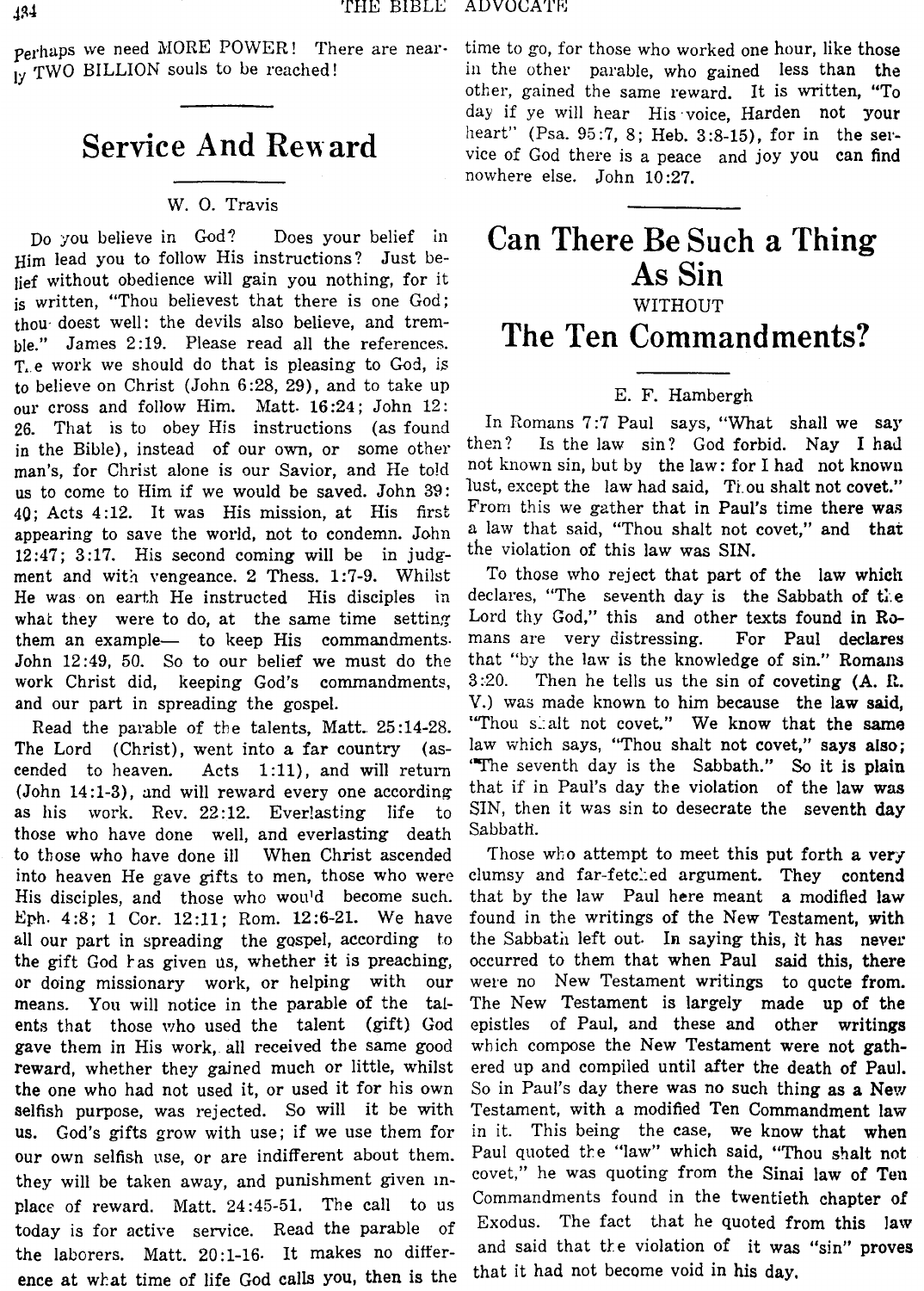perhaps we need MORE POWER! There are nearly TWO BILLION souls to be reached!

## Service And Reward

W. O. Travis

Do you believe in God? Does your belief in Him lead you to follow His instructions? Just belief without obedience will gain you nothing, for it is written, "Thou believest that there is one God; thou doest well: the devils also believe, and tremble." James 2:19. Please read all the references. The work we should do that is pleasing to God, is to believe on Christ (John 6:28, 29), and to take up our cross and follow Him. Matt. 16:24; John 12:26. That is to obey His instructions (as found in the Bible), instead of our own, or some other man's, for Christ alone is our Savior, and He told us to come to Him if we would be saved. John 39:40; Acts 4:12. It was His mission, at His first appearing to save the world, not to condemn. John 12:47; 3:17. His second coming will be in judgment and with vengeance. 2 Thess. 1:7-9. Whilst He was on earth He instructed His disciples in what they were to do, at the same time setting them an example— to keep His commandments. John 12:49, 50. So to our belief we must do the work Christ did, keeping God's commandments, and our part in spreading the gospel.

Read the parable of the talents, Matt. 25:14-28. The Lord (Christ), went into a far country (ascended to heaven. Acts 1:11), and will return (John 14:1-3), and will reward every one according as his work. Rev. 22:12. Everlasting life to those who have done well, and everlasting death to those who have done ill When Christ ascended into heaven He gave gifts to men, those who were His disciples, and those who would become such. Eph. 4:8; 1 Cor. 12:11; Rom. 12:6-21. We have all our part in spreading the gospel, according to the gift God has given us, whether it is preaching, or doing missionary work, or helping with our means. You will notice in the parable of the talents that those who used the talent (gift) God gave them in His work, all received the same good reward, whether they gained much or little, whilst the one who had not used it, or used it for his own selfish purpose, was rejected. So will it be with us. God's gifts grow with use; if we use them for our own selfish use, or are indifferent about them. they will be taken away, and punishment given in place of reward. Matt. 24:45-51. The call to us today is for active service. Read the parable of the laborers. Matt. 20:1-16. It makes no difference at what time of life God calls you, then is the time to go, for those who worked one hour, like those in the other parable, who gained less than the other, gained the same reward. It is written, "To day if ye will hear His voice, Harden not your heart" (Psa. 95:7, 8; Heb. 3:8-15), for in the service of God there is a peace and joy you can find nowhere else. John 10:27.

## Can There Be Such a Thing As Sin WITHOUT The Ten Commandments?

E. F. Hambergh

In Romans 7:7 Paul says, "What shall we say then? Is the law sin? God forbid. Nay I had not known sin, but by the law: for I had not known lust, except the law had said, Thou shalt not covet." From this we gather that in Paul's time there was a law that said, "Thou shalt not covet," and that the violation of this law was SIN.

To those who reject that part of the law which declares, "The seventh day is the Sabbath of the Lord thy God," this and other texts found in Romans are very distressing. For Paul declares that "by the law is the knowledge of sin." Romans 3:20. Then he tells us the sin of coveting (A. R. V.) was made known to him because the law said, "Thou shalt not covet." We know that the same law which says, "Thou shalt not covet," says also; "The seventh day is the Sabbath." So it is plain that if in Paul's day the violation of the law was SIN, then it was sin to desecrate the seventh day Sabbath.

Those who attempt to meet this put forth a very clumsy and far-fetched argument. They contend that by the law Paul here meant a modified law found in the writings of the New Testament, with the Sabbath left out. In saying this, it has never occurred to them that when Paul said this, there were no New Testament writings to quote from. The New Testament is largely made up of the epistles of Paul, and these and other writings which compose the New Testament were not gathered up and compiled until after the death of Paul. So in Paul's day there was no such thing as a New Testament, with a modified Ten Commandment law in it. This being the case, we know that when Paul quoted the "law" which said, "Thou shalt not covet," he was quoting from the Sinai law of Ten Commandments found in the twentieth chapter of Exodus. The fact that he quoted from this law and said that the violation of it was "sin" proves that it had not become void in his day.